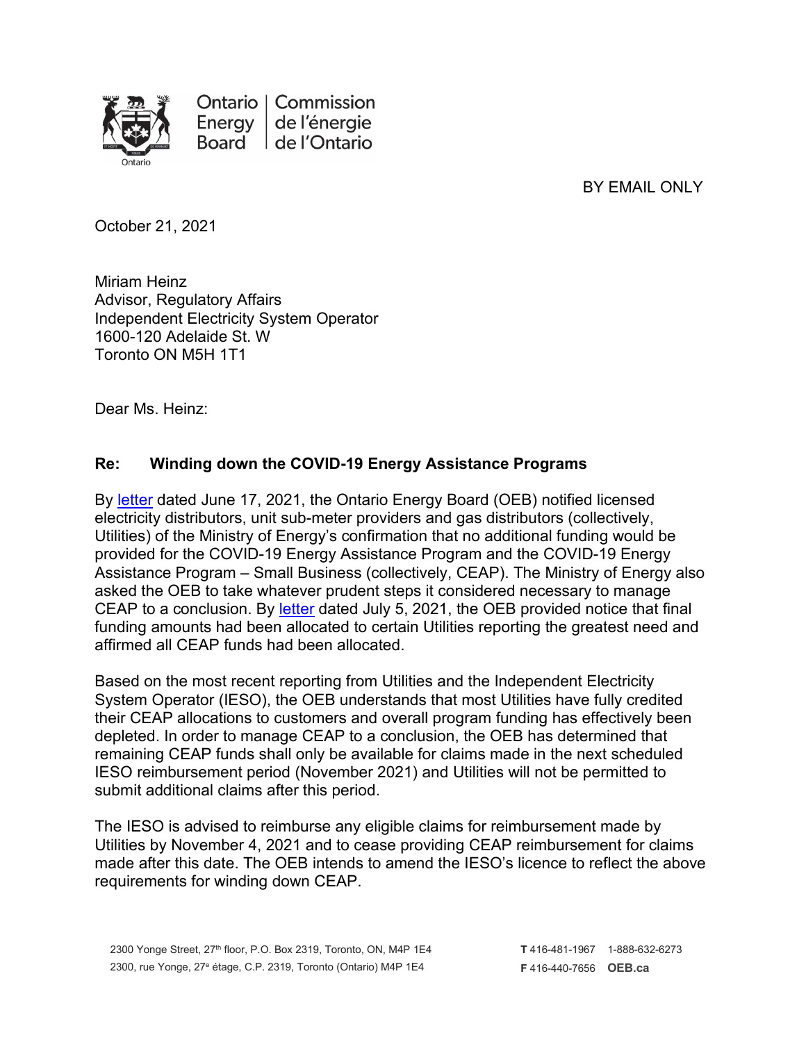Ontario Energy Board | Commission de l'énergie de l'Ontario

BY EMAIL ONLY

October 21, 2021

Miriam Heinz
Advisor, Regulatory Affairs
Independent Electricity System Operator
1600-120 Adelaide St. W
Toronto ON M5H 1T1

Dear Ms. Heinz:

**Re: Winding down the COVID-19 Energy Assistance Programs**

By letter dated June 17, 2021, the Ontario Energy Board (OEB) notified licensed electricity distributors, unit sub-meter providers and gas distributors (collectively, Utilities) of the Ministry of Energy's confirmation that no additional funding would be provided for the COVID-19 Energy Assistance Program and the COVID-19 Energy Assistance Program – Small Business (collectively, CEAP). The Ministry of Energy also asked the OEB to take whatever prudent steps it considered necessary to manage CEAP to a conclusion. By letter dated July 5, 2021, the OEB provided notice that final funding amounts had been allocated to certain Utilities reporting the greatest need and affirmed all CEAP funds had been allocated.

Based on the most recent reporting from Utilities and the Independent Electricity System Operator (IESO), the OEB understands that most Utilities have fully credited their CEAP allocations to customers and overall program funding has effectively been depleted. In order to manage CEAP to a conclusion, the OEB has determined that remaining CEAP funds shall only be available for claims made in the next scheduled IESO reimbursement period (November 2021) and Utilities will not be permitted to submit additional claims after this period.

The IESO is advised to reimburse any eligible claims for reimbursement made by Utilities by November 4, 2021 and to cease providing CEAP reimbursement for claims made after this date. The OEB intends to amend the IESO's licence to reflect the above requirements for winding down CEAP.

2300 Yonge Street, 27th floor, P.O. Box 2319, Toronto, ON, M4P 1E4
2300, rue Yonge, 27e étage, C.P. 2319, Toronto (Ontario) M4P 1E4

T 416-481-1967 1-888-632-6273
F 416-440-7656 OEB.ca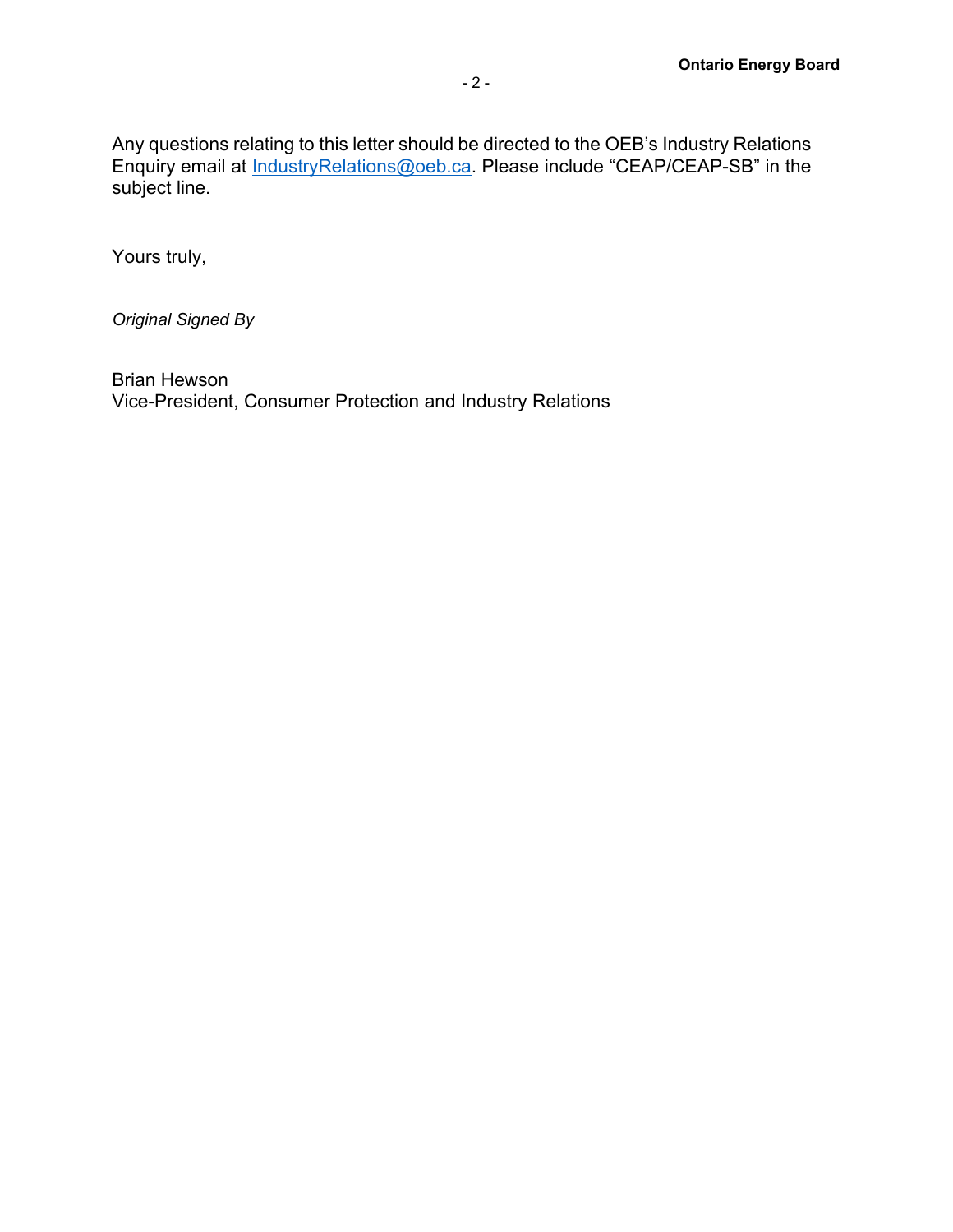Any questions relating to this letter should be directed to the OEB's Industry Relations Enquiry email at IndustryRelations@oeb.ca. Please include "CEAP/CEAP-SB" in the subject line.

Yours truly,

*Original Signed By*

Brian Hewson
Vice-President, Consumer Protection and Industry Relations